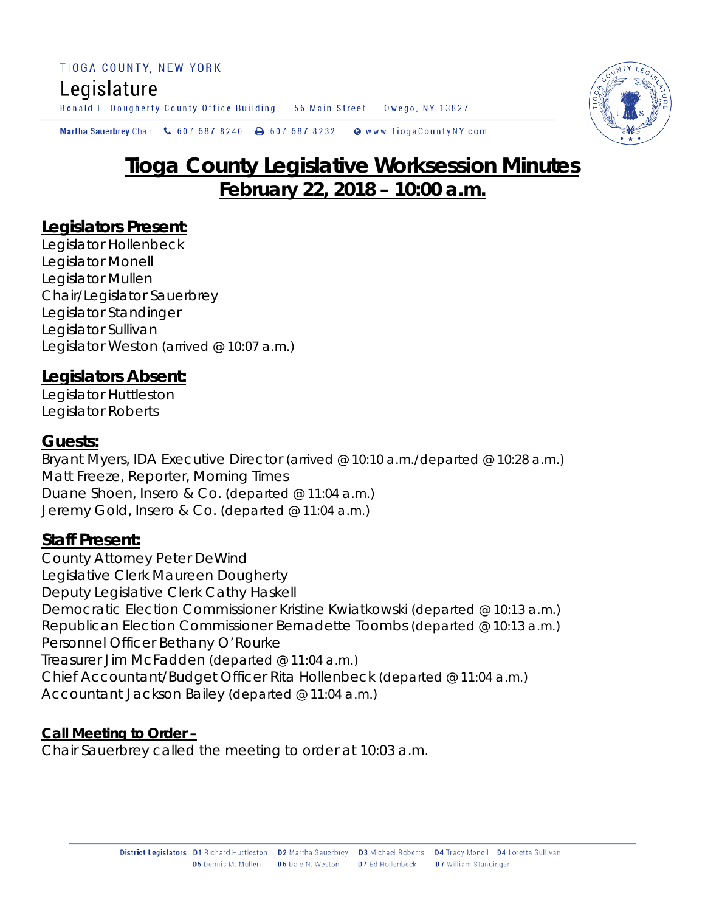TIOGA COUNTY, NEW YORK

Legislature

Ronald E. Dougherty County Office Building 56 Main Street Owego, NY 13827

Martha Sauerbrey Chair 607 687 8240 607 687 8232 www.TiogaCountyNY.com

# Tioga County Legislative Worksession Minutes
## February 22, 2018 – 10:00 a.m.

### Legislators Present:

Legislator Hollenbeck
Legislator Monell
Legislator Mullen
Chair/Legislator Sauerbrey
Legislator Standinger
Legislator Sullivan
Legislator Weston (arrived @ 10:07 a.m.)

### Legislators Absent:

Legislator Huttleston
Legislator Roberts

### Guests:

Bryant Myers, IDA Executive Director (arrived @ 10:10 a.m./departed @ 10:28 a.m.)
Matt Freeze, Reporter, Morning Times
Duane Shoen, Insero & Co. (departed @ 11:04 a.m.)
Jeremy Gold, Insero & Co. (departed @ 11:04 a.m.)

### Staff Present:

County Attorney Peter DeWind
Legislative Clerk Maureen Dougherty
Deputy Legislative Clerk Cathy Haskell
Democratic Election Commissioner Kristine Kwiatkowski (departed @ 10:13 a.m.)
Republican Election Commissioner Bernadette Toombs (departed @ 10:13 a.m.)
Personnel Officer Bethany O'Rourke
Treasurer Jim McFadden (departed @ 11:04 a.m.)
Chief Accountant/Budget Officer Rita Hollenbeck (departed @ 11:04 a.m.)
Accountant Jackson Bailey (departed @ 11:04 a.m.)

**Call Meeting to Order –**

Chair Sauerbrey called the meeting to order at 10:03 a.m.

District Legislators D1 Richard Huttleston D2 Martha Sauerbrey D3 Michael Roberts D4 Tracy Monell D4 Loretta Sullivan D5 Dennis M. Mullen D6 Dale N. Weston D7 Ed Hollenbeck D7 William Standinger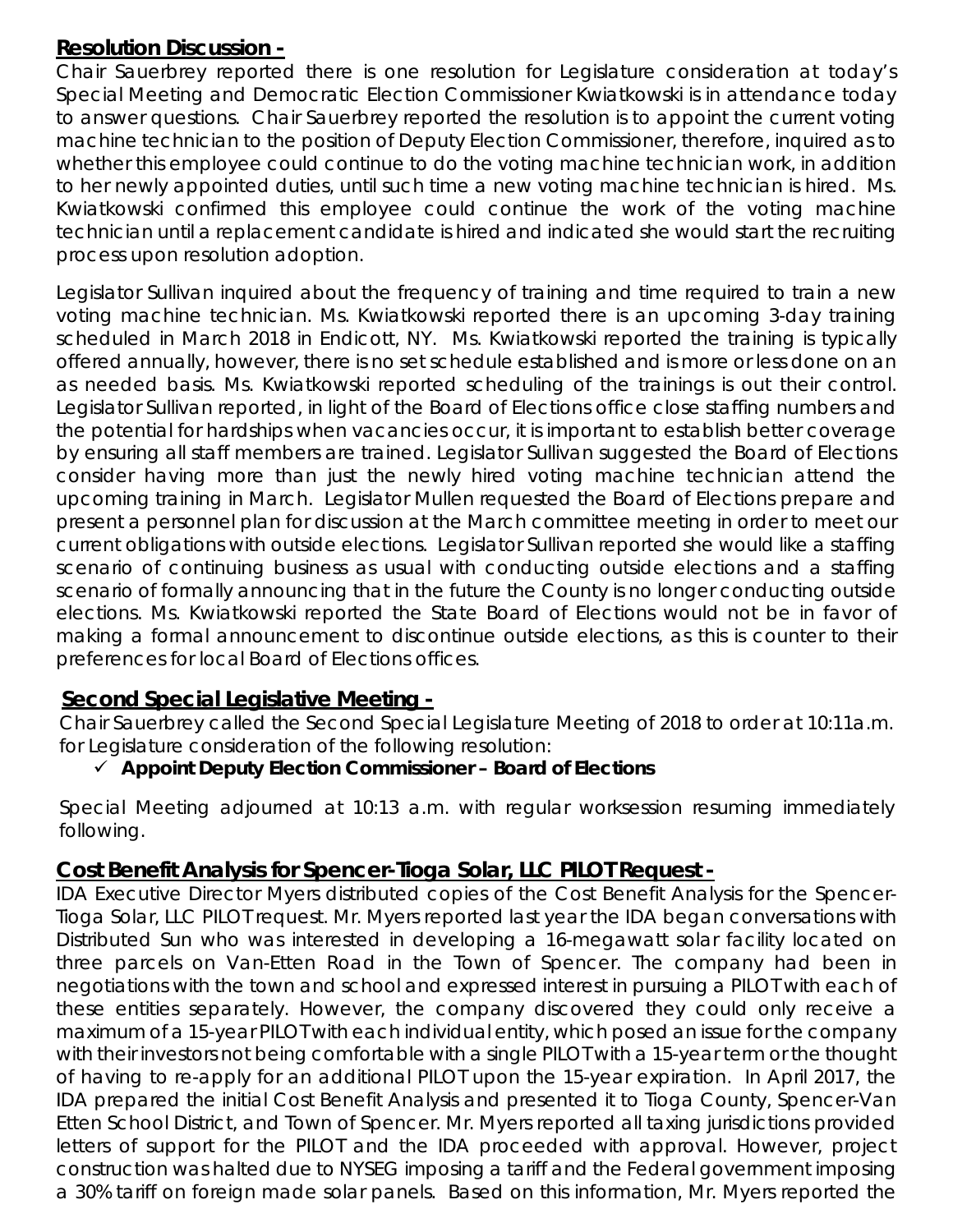**Resolution Discussion -**

Chair Sauerbrey reported there is one resolution for Legislature consideration at today's Special Meeting and Democratic Election Commissioner Kwiatkowski is in attendance today to answer questions. Chair Sauerbrey reported the resolution is to appoint the current voting machine technician to the position of Deputy Election Commissioner, therefore, inquired as to whether this employee could continue to do the voting machine technician work, in addition to her newly appointed duties, until such time a new voting machine technician is hired. Ms. Kwiatkowski confirmed this employee could continue the work of the voting machine technician until a replacement candidate is hired and indicated she would start the recruiting process upon resolution adoption.

Legislator Sullivan inquired about the frequency of training and time required to train a new voting machine technician. Ms. Kwiatkowski reported there is an upcoming 3-day training scheduled in March 2018 in Endicott, NY. Ms. Kwiatkowski reported the training is typically offered annually, however, there is no set schedule established and is more or less done on an as needed basis. Ms. Kwiatkowski reported scheduling of the trainings is out their control. Legislator Sullivan reported, in light of the Board of Elections office close staffing numbers and the potential for hardships when vacancies occur, it is important to establish better coverage by ensuring all staff members are trained. Legislator Sullivan suggested the Board of Elections consider having more than just the newly hired voting machine technician attend the upcoming training in March. Legislator Mullen requested the Board of Elections prepare and present a personnel plan for discussion at the March committee meeting in order to meet our current obligations with outside elections. Legislator Sullivan reported she would like a staffing scenario of continuing business as usual with conducting outside elections and a staffing scenario of formally announcing that in the future the County is no longer conducting outside elections. Ms. Kwiatkowski reported the State Board of Elections would not be in favor of making a formal announcement to discontinue outside elections, as this is counter to their preferences for local Board of Elections offices.

**Second Special Legislative Meeting -**

Chair Sauerbrey called the Second Special Legislature Meeting of 2018 to order at 10:11a.m. for Legislature consideration of the following resolution:

- ✓ **Appoint Deputy Election Commissioner – Board of Elections**

Special Meeting adjourned at 10:13 a.m. with regular worksession resuming immediately following.

**Cost Benefit Analysis for Spencer-Tioga Solar, LLC PILOT Request -**

IDA Executive Director Myers distributed copies of the Cost Benefit Analysis for the Spencer-Tioga Solar, LLC PILOT request. Mr. Myers reported last year the IDA began conversations with Distributed Sun who was interested in developing a 16-megawatt solar facility located on three parcels on Van-Etten Road in the Town of Spencer. The company had been in negotiations with the town and school and expressed interest in pursuing a PILOT with each of these entities separately. However, the company discovered they could only receive a maximum of a 15-year PILOT with each individual entity, which posed an issue for the company with their investors not being comfortable with a single PILOT with a 15-year term or the thought of having to re-apply for an additional PILOT upon the 15-year expiration. In April 2017, the IDA prepared the initial Cost Benefit Analysis and presented it to Tioga County, Spencer-Van Etten School District, and Town of Spencer. Mr. Myers reported all taxing jurisdictions provided letters of support for the PILOT and the IDA proceeded with approval. However, project construction was halted due to NYSEG imposing a tariff and the Federal government imposing a 30% tariff on foreign made solar panels. Based on this information, Mr. Myers reported the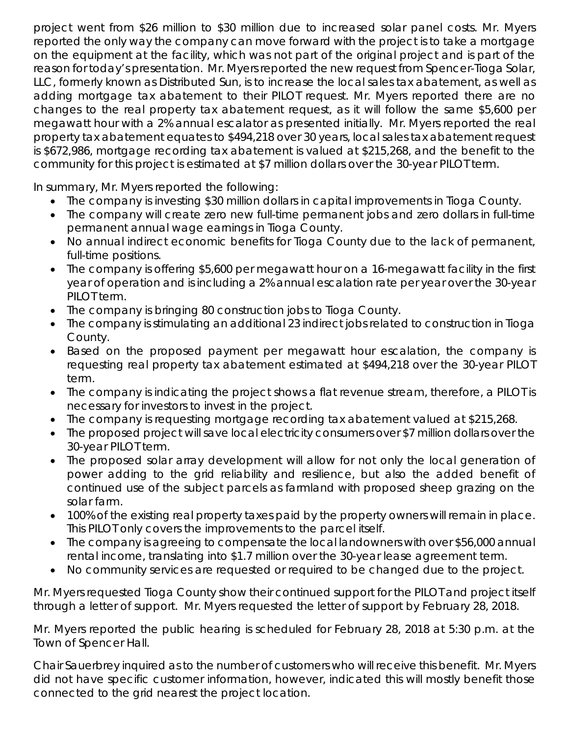project went from $26 million to $30 million due to increased solar panel costs. Mr. Myers reported the only way the company can move forward with the project is to take a mortgage on the equipment at the facility, which was not part of the original project and is part of the reason for today's presentation. Mr. Myers reported the new request from Spencer-Tioga Solar, LLC, formerly known as Distributed Sun, is to increase the local sales tax abatement, as well as adding mortgage tax abatement to their PILOT request. Mr. Myers reported there are no changes to the real property tax abatement request, as it will follow the same $5,600 per megawatt hour with a 2% annual escalator as presented initially. Mr. Myers reported the real property tax abatement equates to $494,218 over 30 years, local sales tax abatement request is $672,986, mortgage recording tax abatement is valued at $215,268, and the benefit to the community for this project is estimated at $7 million dollars over the 30-year PILOT term.

In summary, Mr. Myers reported the following:

- The company is investing $30 million dollars in capital improvements in Tioga County.
- The company will create zero new full-time permanent jobs and zero dollars in full-time permanent annual wage earnings in Tioga County.
- No annual indirect economic benefits for Tioga County due to the lack of permanent, full-time positions.
- The company is offering $5,600 per megawatt hour on a 16-megawatt facility in the first year of operation and is including a 2% annual escalation rate per year over the 30-year PILOT term.
- The company is bringing 80 construction jobs to Tioga County.
- The company is stimulating an additional 23 indirect jobs related to construction in Tioga County.
- Based on the proposed payment per megawatt hour escalation, the company is requesting real property tax abatement estimated at $494,218 over the 30-year PILOT term.
- The company is indicating the project shows a flat revenue stream, therefore, a PILOT is necessary for investors to invest in the project.
- The company is requesting mortgage recording tax abatement valued at $215,268.
- The proposed project will save local electricity consumers over $7 million dollars over the 30-year PILOT term.
- The proposed solar array development will allow for not only the local generation of power adding to the grid reliability and resilience, but also the added benefit of continued use of the subject parcels as farmland with proposed sheep grazing on the solar farm.
- 100% of the existing real property taxes paid by the property owners will remain in place. This PILOT only covers the improvements to the parcel itself.
- The company is agreeing to compensate the local landowners with over $56,000 annual rental income, translating into $1.7 million over the 30-year lease agreement term.
- No community services are requested or required to be changed due to the project.

Mr. Myers requested Tioga County show their continued support for the PILOT and project itself through a letter of support. Mr. Myers requested the letter of support by February 28, 2018.

Mr. Myers reported the public hearing is scheduled for February 28, 2018 at 5:30 p.m. at the Town of Spencer Hall.

Chair Sauerbrey inquired as to the number of customers who will receive this benefit. Mr. Myers did not have specific customer information, however, indicated this will mostly benefit those connected to the grid nearest the project location.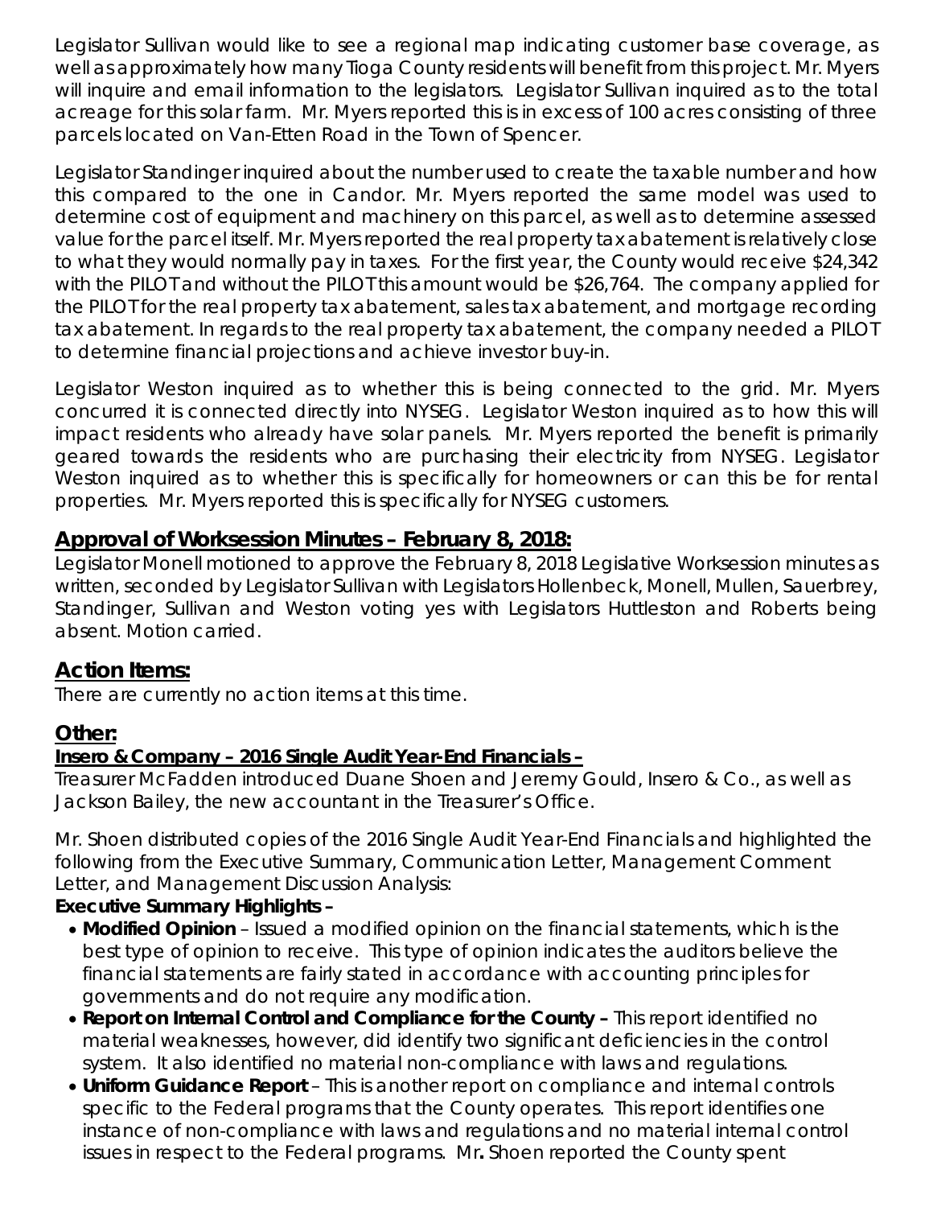Legislator Sullivan would like to see a regional map indicating customer base coverage, as well as approximately how many Tioga County residents will benefit from this project. Mr. Myers will inquire and email information to the legislators. Legislator Sullivan inquired as to the total acreage for this solar farm. Mr. Myers reported this is in excess of 100 acres consisting of three parcels located on Van-Etten Road in the Town of Spencer.

Legislator Standinger inquired about the number used to create the taxable number and how this compared to the one in Candor. Mr. Myers reported the same model was used to determine cost of equipment and machinery on this parcel, as well as to determine assessed value for the parcel itself. Mr. Myers reported the real property tax abatement is relatively close to what they would normally pay in taxes. For the first year, the County would receive $24,342 with the PILOT and without the PILOT this amount would be $26,764. The company applied for the PILOT for the real property tax abatement, sales tax abatement, and mortgage recording tax abatement. In regards to the real property tax abatement, the company needed a PILOT to determine financial projections and achieve investor buy-in.

Legislator Weston inquired as to whether this is being connected to the grid. Mr. Myers concurred it is connected directly into NYSEG. Legislator Weston inquired as to how this will impact residents who already have solar panels. Mr. Myers reported the benefit is primarily geared towards the residents who are purchasing their electricity from NYSEG. Legislator Weston inquired as to whether this is specifically for homeowners or can this be for rental properties. Mr. Myers reported this is specifically for NYSEG customers.

## Approval of Worksession Minutes – February 8, 2018:

Legislator Monell motioned to approve the February 8, 2018 Legislative Worksession minutes as written, seconded by Legislator Sullivan with Legislators Hollenbeck, Monell, Mullen, Sauerbrey, Standinger, Sullivan and Weston voting yes with Legislators Huttleston and Roberts being absent. Motion carried.

## Action Items:

There are currently no action items at this time.

## Other:

### Insero & Company – 2016 Single Audit Year-End Financials –

Treasurer McFadden introduced Duane Shoen and Jeremy Gould, Insero & Co., as well as Jackson Bailey, the new accountant in the Treasurer's Office.

Mr. Shoen distributed copies of the 2016 Single Audit Year-End Financials and highlighted the following from the Executive Summary, Communication Letter, Management Comment Letter, and Management Discussion Analysis:

**Executive Summary Highlights –**

- **Modified Opinion** – Issued a modified opinion on the financial statements, which is the best type of opinion to receive. This type of opinion indicates the auditors believe the financial statements are fairly stated in accordance with accounting principles for governments and do not require any modification.
- **Report on Internal Control and Compliance for the County –** This report identified no material weaknesses, however, did identify two significant deficiencies in the control system. It also identified no material non-compliance with laws and regulations.
- **Uniform Guidance Report** – This is another report on compliance and internal controls specific to the Federal programs that the County operates. This report identifies one instance of non-compliance with laws and regulations and no material internal control issues in respect to the Federal programs. Mr**.** Shoen reported the County spent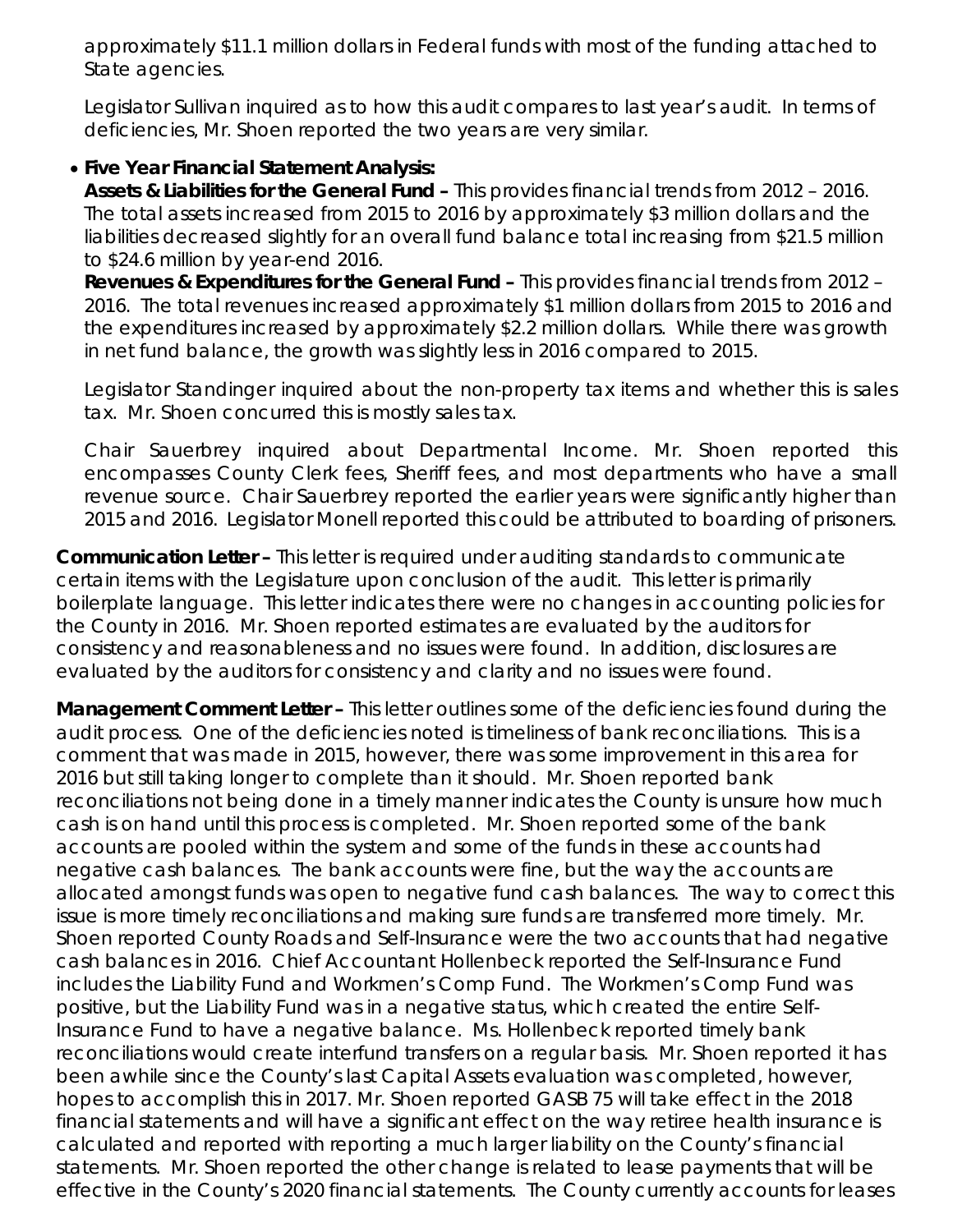approximately $11.1 million dollars in Federal funds with most of the funding attached to State agencies.

Legislator Sullivan inquired as to how this audit compares to last year's audit. In terms of deficiencies, Mr. Shoen reported the two years are very similar.

- **Five Year Financial Statement Analysis:**
  **Assets & Liabilities for the General Fund –** This provides financial trends from 2012 – 2016. The total assets increased from 2015 to 2016 by approximately $3 million dollars and the liabilities decreased slightly for an overall fund balance total increasing from $21.5 million to $24.6 million by year-end 2016.
  **Revenues & Expenditures for the General Fund –** This provides financial trends from 2012 – 2016. The total revenues increased approximately $1 million dollars from 2015 to 2016 and the expenditures increased by approximately $2.2 million dollars. While there was growth in net fund balance, the growth was slightly less in 2016 compared to 2015.

  Legislator Standinger inquired about the non-property tax items and whether this is sales tax. Mr. Shoen concurred this is mostly sales tax.

  Chair Sauerbrey inquired about Departmental Income. Mr. Shoen reported this encompasses County Clerk fees, Sheriff fees, and most departments who have a small revenue source. Chair Sauerbrey reported the earlier years were significantly higher than 2015 and 2016. Legislator Monell reported this could be attributed to boarding of prisoners.

**Communication Letter –** This letter is required under auditing standards to communicate certain items with the Legislature upon conclusion of the audit. This letter is primarily boilerplate language. This letter indicates there were no changes in accounting policies for the County in 2016. Mr. Shoen reported estimates are evaluated by the auditors for consistency and reasonableness and no issues were found. In addition, disclosures are evaluated by the auditors for consistency and clarity and no issues were found.

**Management Comment Letter –** This letter outlines some of the deficiencies found during the audit process. One of the deficiencies noted is timeliness of bank reconciliations. This is a comment that was made in 2015, however, there was some improvement in this area for 2016 but still taking longer to complete than it should. Mr. Shoen reported bank reconciliations not being done in a timely manner indicates the County is unsure how much cash is on hand until this process is completed. Mr. Shoen reported some of the bank accounts are pooled within the system and some of the funds in these accounts had negative cash balances. The bank accounts were fine, but the way the accounts are allocated amongst funds was open to negative fund cash balances. The way to correct this issue is more timely reconciliations and making sure funds are transferred more timely. Mr. Shoen reported County Roads and Self-Insurance were the two accounts that had negative cash balances in 2016. Chief Accountant Hollenbeck reported the Self-Insurance Fund includes the Liability Fund and Workmen's Comp Fund. The Workmen's Comp Fund was positive, but the Liability Fund was in a negative status, which created the entire Self-Insurance Fund to have a negative balance. Ms. Hollenbeck reported timely bank reconciliations would create interfund transfers on a regular basis. Mr. Shoen reported it has been awhile since the County's last Capital Assets evaluation was completed, however, hopes to accomplish this in 2017. Mr. Shoen reported GASB 75 will take effect in the 2018 financial statements and will have a significant effect on the way retiree health insurance is calculated and reported with reporting a much larger liability on the County's financial statements. Mr. Shoen reported the other change is related to lease payments that will be effective in the County's 2020 financial statements. The County currently accounts for leases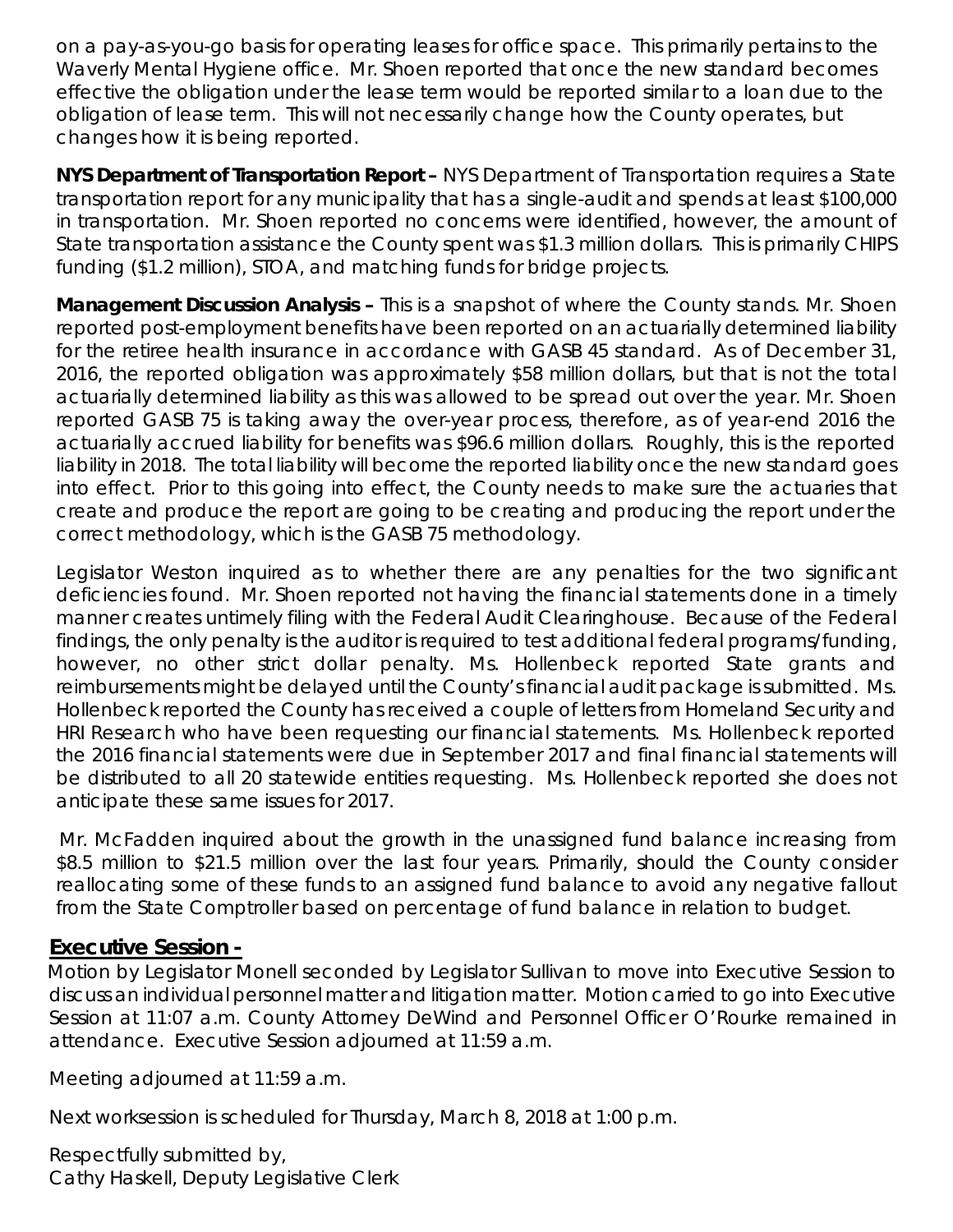on a pay-as-you-go basis for operating leases for office space. This primarily pertains to the Waverly Mental Hygiene office. Mr. Shoen reported that once the new standard becomes effective the obligation under the lease term would be reported similar to a loan due to the obligation of lease term. This will not necessarily change how the County operates, but changes how it is being reported.

**NYS Department of Transportation Report –** NYS Department of Transportation requires a State transportation report for any municipality that has a single-audit and spends at least $100,000 in transportation. Mr. Shoen reported no concerns were identified, however, the amount of State transportation assistance the County spent was $1.3 million dollars. This is primarily CHIPS funding ($1.2 million), STOA, and matching funds for bridge projects.

**Management Discussion Analysis –** This is a snapshot of where the County stands. Mr. Shoen reported post-employment benefits have been reported on an actuarially determined liability for the retiree health insurance in accordance with GASB 45 standard. As of December 31, 2016, the reported obligation was approximately $58 million dollars, but that is not the total actuarially determined liability as this was allowed to be spread out over the year. Mr. Shoen reported GASB 75 is taking away the over-year process, therefore, as of year-end 2016 the actuarially accrued liability for benefits was $96.6 million dollars. Roughly, this is the reported liability in 2018. The total liability will become the reported liability once the new standard goes into effect. Prior to this going into effect, the County needs to make sure the actuaries that create and produce the report are going to be creating and producing the report under the correct methodology, which is the GASB 75 methodology.

Legislator Weston inquired as to whether there are any penalties for the two significant deficiencies found. Mr. Shoen reported not having the financial statements done in a timely manner creates untimely filing with the Federal Audit Clearinghouse. Because of the Federal findings, the only penalty is the auditor is required to test additional federal programs/funding, however, no other strict dollar penalty. Ms. Hollenbeck reported State grants and reimbursements might be delayed until the County's financial audit package is submitted. Ms. Hollenbeck reported the County has received a couple of letters from Homeland Security and HRI Research who have been requesting our financial statements. Ms. Hollenbeck reported the 2016 financial statements were due in September 2017 and final financial statements will be distributed to all 20 statewide entities requesting. Ms. Hollenbeck reported she does not anticipate these same issues for 2017.

Mr. McFadden inquired about the growth in the unassigned fund balance increasing from $8.5 million to $21.5 million over the last four years. Primarily, should the County consider reallocating some of these funds to an assigned fund balance to avoid any negative fallout from the State Comptroller based on percentage of fund balance in relation to budget.

## Executive Session -

Motion by Legislator Monell seconded by Legislator Sullivan to move into Executive Session to discuss an individual personnel matter and litigation matter. Motion carried to go into Executive Session at 11:07 a.m. County Attorney DeWind and Personnel Officer O'Rourke remained in attendance. Executive Session adjourned at 11:59 a.m.

Meeting adjourned at 11:59 a.m.

Next worksession is scheduled for Thursday, March 8, 2018 at 1:00 p.m.

Respectfully submitted by,
Cathy Haskell, Deputy Legislative Clerk